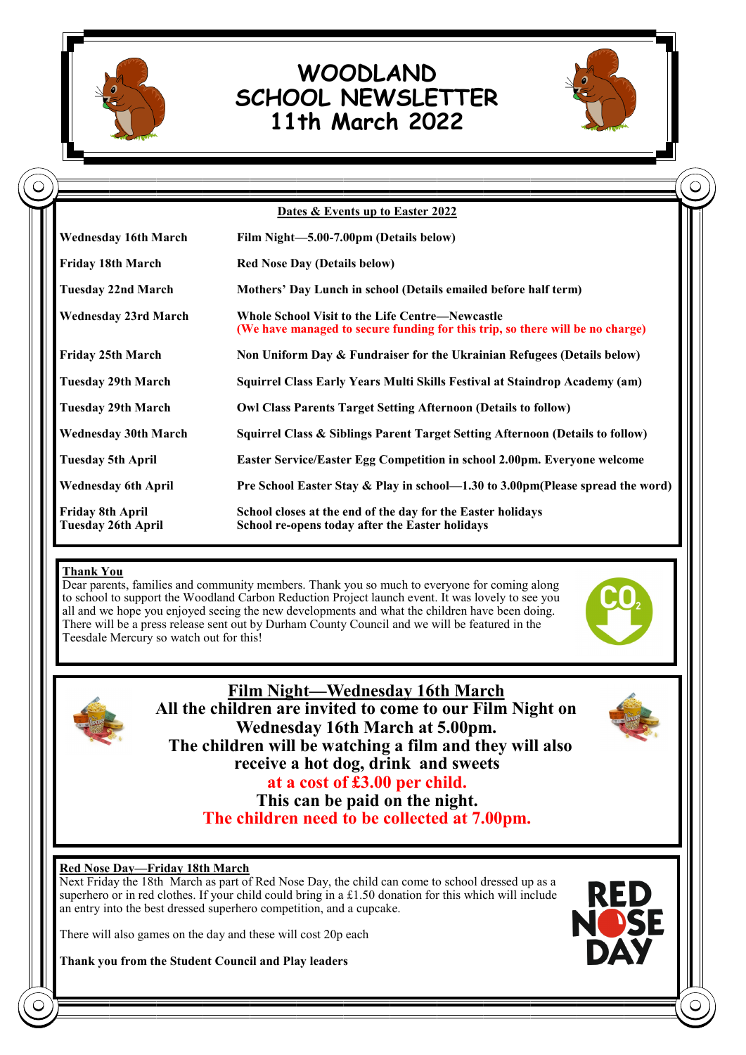# WOODLAND SCHOOL NEWSLETTER 11th March 2022

**Dates & Events up to Easter 2022**

| | |
|---|---|
| **Wednesday 16th March** | **Film Night—5.00-7.00pm (Details below)** |
| **Friday 18th March** | **Red Nose Day (Details below)** |
| **Tuesday 22nd March** | **Mothers' Day Lunch in school (Details emailed before half term)** |
| **Wednesday 23rd March** | **Whole School Visit to the Life Centre—Newcastle (We have managed to secure funding for this trip, so there will be no charge)** |
| **Friday 25th March** | **Non Uniform Day & Fundraiser for the Ukrainian Refugees (Details below)** |
| **Tuesday 29th March** | **Squirrel Class Early Years Multi Skills Festival at Staindrop Academy (am)** |
| **Tuesday 29th March** | **Owl Class Parents Target Setting Afternoon (Details to follow)** |
| **Wednesday 30th March** | **Squirrel Class & Siblings Parent Target Setting Afternoon (Details to follow)** |
| **Tuesday 5th April** | **Easter Service/Easter Egg Competition in school 2.00pm. Everyone welcome** |
| **Wednesday 6th April** | **Pre School Easter Stay & Play in school—1.30 to 3.00pm(Please spread the word)** |
| **Friday 8th April** | **School closes at the end of the day for the Easter holidays** |
| **Tuesday 26th April** | **School re-opens today after the Easter holidays** |

**Thank You**

Dear parents, families and community members. Thank you so much to everyone for coming along to school to support the Woodland Carbon Reduction Project launch event. It was lovely to see you all and we hope you enjoyed seeing the new developments and what the children have been doing. There will be a press release sent out by Durham County Council and we will be featured in the Teesdale Mercury so watch out for this!

## Film Night—Wednesday 16th March

**All the children are invited to come to our Film Night on Wednesday 16th March at 5.00pm.**
**The children will be watching a film and they will also receive a hot dog, drink and sweets at a cost of £3.00 per child.**
**This can be paid on the night.**
**The children need to be collected at 7.00pm.**

**Red Nose Day—Friday 18th March**

Next Friday the 18th March as part of Red Nose Day, the child can come to school dressed up as a superhero or in red clothes. If your child could bring in a £1.50 donation for this which will include an entry into the best dressed superhero competition, and a cupcake.

There will also games on the day and these will cost 20p each

**Thank you from the Student Council and Play leaders**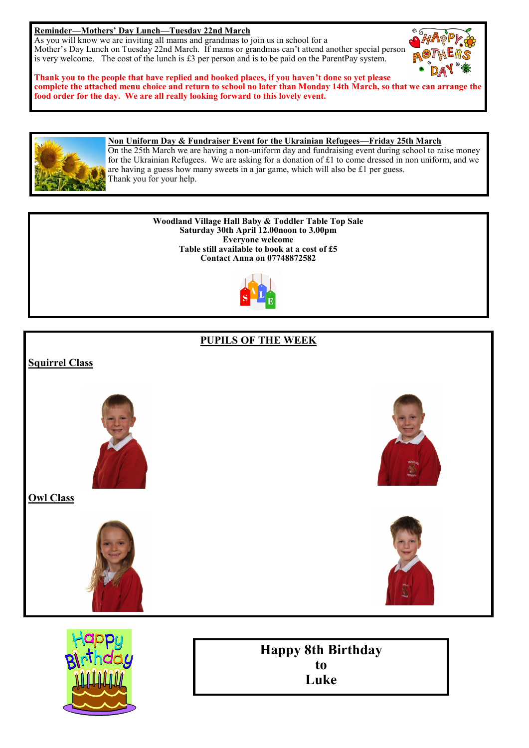**Reminder—Mothers' Day Lunch—Tuesday 22nd March**

As you will know we are inviting all mams and grandmas to join us in school for a Mother's Day Lunch on Tuesday 22nd March. If mams or grandmas can't attend another special person is very welcome. The cost of the lunch is £3 per person and is to be paid on the ParentPay system.

**Thank you to the people that have replied and booked places, if you haven't done so yet please complete the attached menu choice and return to school no later than Monday 14th March, so that we can arrange the food order for the day. We are all really looking forward to this lovely event.**

**Non Uniform Day & Fundraiser Event for the Ukrainian Refugees—Friday 25th March**

On the 25th March we are having a non-uniform day and fundraising event during school to raise money for the Ukrainian Refugees. We are asking for a donation of £1 to come dressed in non uniform, and we are having a guess how many sweets in a jar game, which will also be £1 per guess.
Thank you for your help.

**Woodland Village Hall Baby & Toddler Table Top Sale**
**Saturday 30th April 12.00noon to 3.00pm**
**Everyone welcome**
**Table still available to book at a cost of £5**
**Contact Anna on 07748872582**

## PUPILS OF THE WEEK

### Squirrel Class

### Owl Class

**Happy 8th Birthday**
**to**
**Luke**